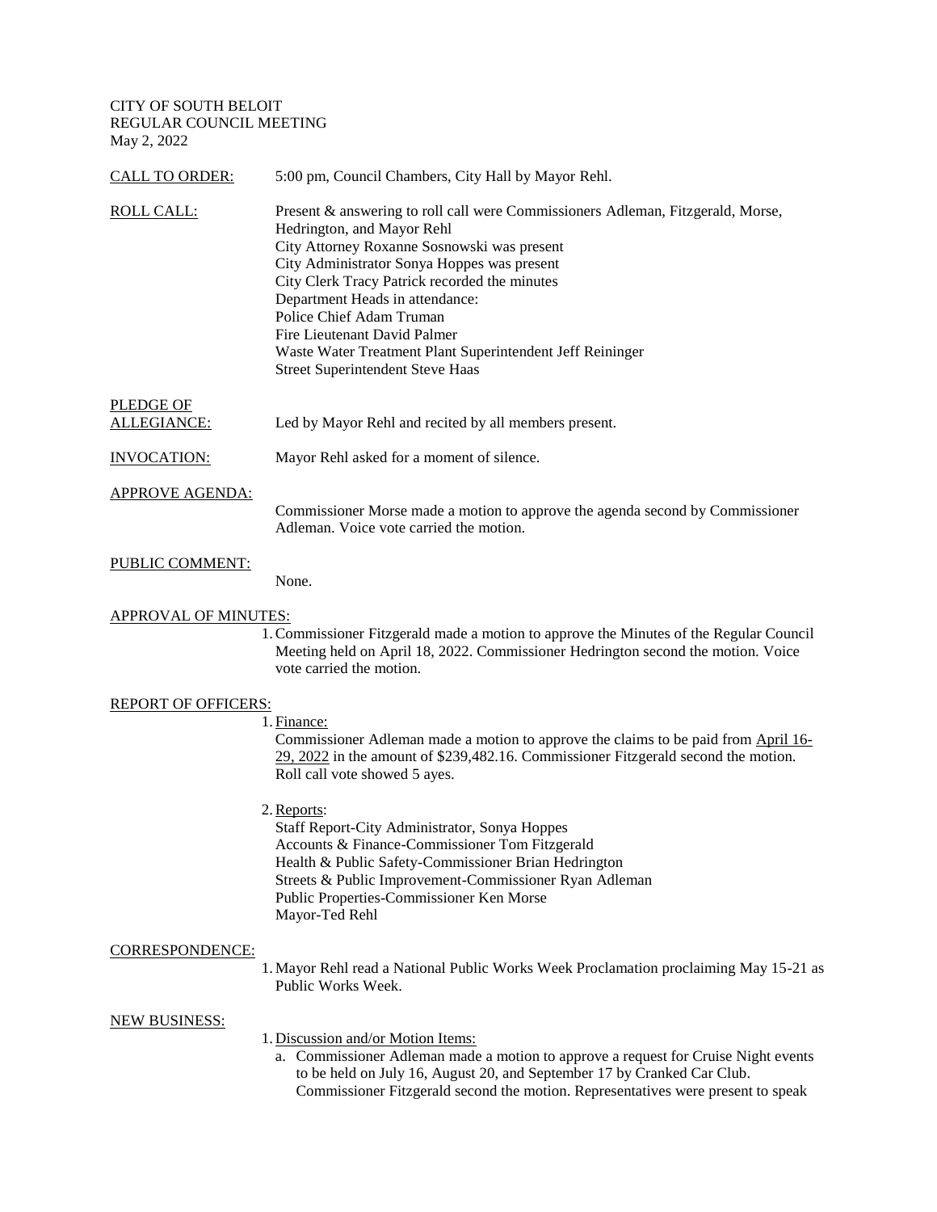CITY OF SOUTH BELOIT
REGULAR COUNCIL MEETING
May 2, 2022

<u>CALL TO ORDER:</u> 5:00 pm, Council Chambers, City Hall by Mayor Rehl.

<u>ROLL CALL:</u> Present & answering to roll call were Commissioners Adleman, Fitzgerald, Morse, Hedrington, and Mayor Rehl
City Attorney Roxanne Sosnowski was present
City Administrator Sonya Hoppes was present
City Clerk Tracy Patrick recorded the minutes
Department Heads in attendance:
Police Chief Adam Truman
Fire Lieutenant David Palmer
Waste Water Treatment Plant Superintendent Jeff Reininger
Street Superintendent Steve Haas

<u>PLEDGE OF ALLEGIANCE:</u> Led by Mayor Rehl and recited by all members present.

<u>INVOCATION:</u> Mayor Rehl asked for a moment of silence.

<u>APPROVE AGENDA:</u>

Commissioner Morse made a motion to approve the agenda second by Commissioner Adleman. Voice vote carried the motion.

<u>PUBLIC COMMENT:</u>

None.

<u>APPROVAL OF MINUTES:</u>

1. Commissioner Fitzgerald made a motion to approve the Minutes of the Regular Council Meeting held on April 18, 2022. Commissioner Hedrington second the motion. Voice vote carried the motion.

<u>REPORT OF OFFICERS:</u>

1. <u>Finance:</u>
   Commissioner Adleman made a motion to approve the claims to be paid from <u>April 16-29, 2022</u> in the amount of $239,482.16. Commissioner Fitzgerald second the motion. Roll call vote showed 5 ayes.

2. <u>Reports</u>:
   Staff Report-City Administrator, Sonya Hoppes
   Accounts & Finance-Commissioner Tom Fitzgerald
   Health & Public Safety-Commissioner Brian Hedrington
   Streets & Public Improvement-Commissioner Ryan Adleman
   Public Properties-Commissioner Ken Morse
   Mayor-Ted Rehl

<u>CORRESPONDENCE:</u>

1. Mayor Rehl read a National Public Works Week Proclamation proclaiming May 15-21 as Public Works Week.

<u>NEW BUSINESS:</u>

1. <u>Discussion and/or Motion Items:</u>
   a. Commissioner Adleman made a motion to approve a request for Cruise Night events to be held on July 16, August 20, and September 17 by Cranked Car Club. Commissioner Fitzgerald second the motion. Representatives were present to speak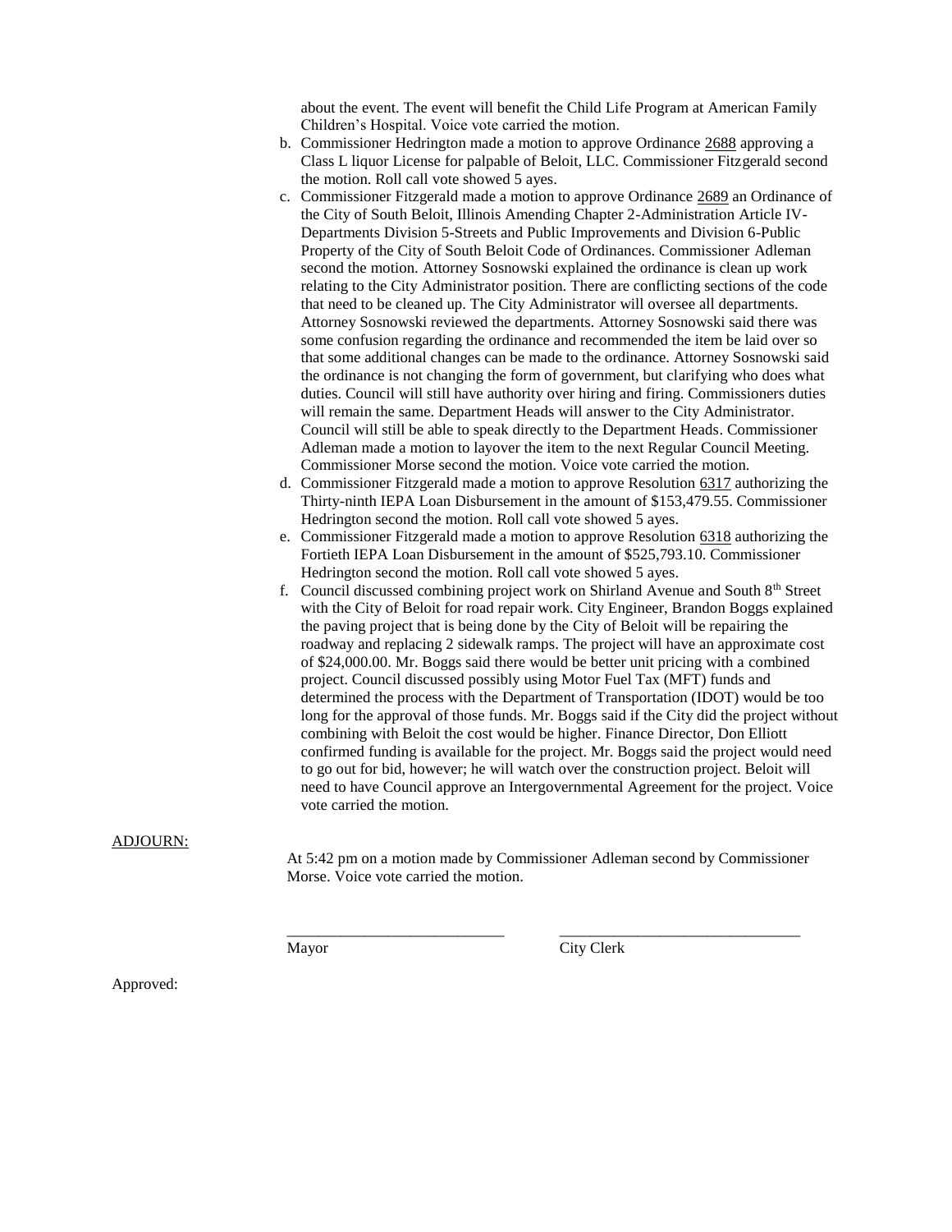about the event. The event will benefit the Child Life Program at American Family Children's Hospital. Voice vote carried the motion.

b. Commissioner Hedrington made a motion to approve Ordinance 2688 approving a Class L liquor License for palpable of Beloit, LLC. Commissioner Fitzgerald second the motion. Roll call vote showed 5 ayes.

c. Commissioner Fitzgerald made a motion to approve Ordinance 2689 an Ordinance of the City of South Beloit, Illinois Amending Chapter 2-Administration Article IV-Departments Division 5-Streets and Public Improvements and Division 6-Public Property of the City of South Beloit Code of Ordinances. Commissioner Adleman second the motion. Attorney Sosnowski explained the ordinance is clean up work relating to the City Administrator position. There are conflicting sections of the code that need to be cleaned up. The City Administrator will oversee all departments. Attorney Sosnowski reviewed the departments. Attorney Sosnowski said there was some confusion regarding the ordinance and recommended the item be laid over so that some additional changes can be made to the ordinance. Attorney Sosnowski said the ordinance is not changing the form of government, but clarifying who does what duties. Council will still have authority over hiring and firing. Commissioners duties will remain the same. Department Heads will answer to the City Administrator. Council will still be able to speak directly to the Department Heads. Commissioner Adleman made a motion to layover the item to the next Regular Council Meeting. Commissioner Morse second the motion. Voice vote carried the motion.

d. Commissioner Fitzgerald made a motion to approve Resolution 6317 authorizing the Thirty-ninth IEPA Loan Disbursement in the amount of $153,479.55. Commissioner Hedrington second the motion. Roll call vote showed 5 ayes.

e. Commissioner Fitzgerald made a motion to approve Resolution 6318 authorizing the Fortieth IEPA Loan Disbursement in the amount of $525,793.10. Commissioner Hedrington second the motion. Roll call vote showed 5 ayes.

f. Council discussed combining project work on Shirland Avenue and South 8th Street with the City of Beloit for road repair work. City Engineer, Brandon Boggs explained the paving project that is being done by the City of Beloit will be repairing the roadway and replacing 2 sidewalk ramps. The project will have an approximate cost of $24,000.00. Mr. Boggs said there would be better unit pricing with a combined project. Council discussed possibly using Motor Fuel Tax (MFT) funds and determined the process with the Department of Transportation (IDOT) would be too long for the approval of those funds. Mr. Boggs said if the City did the project without combining with Beloit the cost would be higher. Finance Director, Don Elliott confirmed funding is available for the project. Mr. Boggs said the project would need to go out for bid, however; he will watch over the construction project. Beloit will need to have Council approve an Intergovernmental Agreement for the project. Voice vote carried the motion.

ADJOURN:

At 5:42 pm on a motion made by Commissioner Adleman second by Commissioner Morse. Voice vote carried the motion.

\_\_\_\_\_\_\_\_\_\_\_\_\_\_\_\_\_\_\_\_\_\_\_\_\_\_\_\_ \_\_\_\_\_\_\_\_\_\_\_\_\_\_\_\_\_\_\_\_\_\_\_\_\_\_\_\_\_\_\_

Mayor City Clerk

Approved: